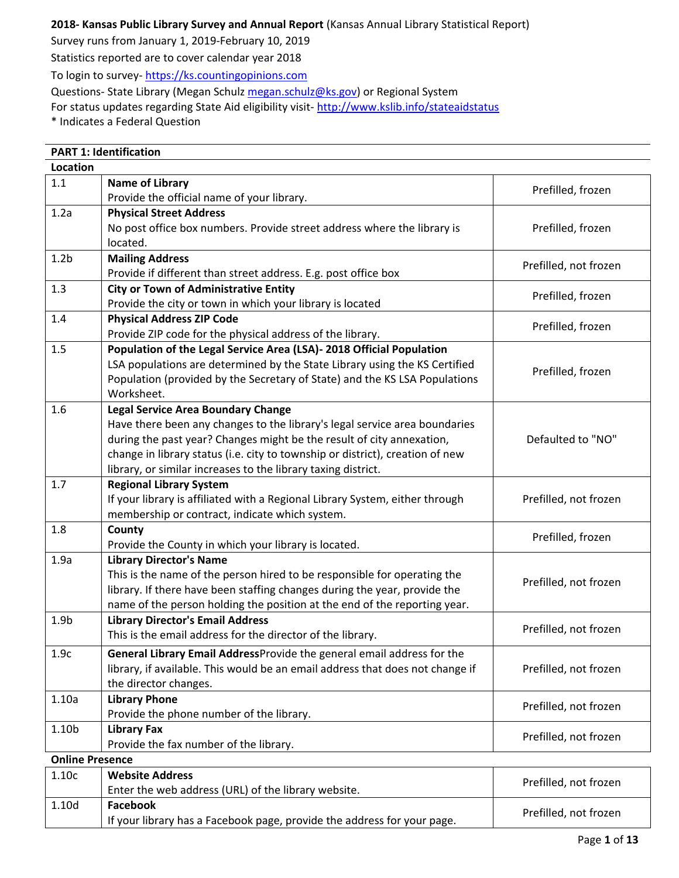**2018- Kansas Public Library Survey and Annual Report** (Kansas Annual Library Statistical Report)

Survey runs from January 1, 2019-February 10, 2019

Statistics reported are to cover calendar year 2018

To login to survey- https://ks.countingopinions.com

Questions- State Library (Megan Schulz megan.schulz@ks.gov) or Regional System

For status updates regarding State Aid eligibility visit- http://www.kslib.info/stateaidstatus

* Indicates a Federal Question

## PART 1: Identification

### Location

| | | |
|---|---|---|
| 1.1 | **Name of Library**<br>Provide the official name of your library. | Prefilled, frozen |
| 1.2a | **Physical Street Address**<br>No post office box numbers. Provide street address where the library is located. | Prefilled, frozen |
| 1.2b | **Mailing Address**<br>Provide if different than street address. E.g. post office box | Prefilled, not frozen |
| 1.3 | **City or Town of Administrative Entity**<br>Provide the city or town in which your library is located | Prefilled, frozen |
| 1.4 | **Physical Address ZIP Code**<br>Provide ZIP code for the physical address of the library. | Prefilled, frozen |
| 1.5 | **Population of the Legal Service Area (LSA)- 2018 Official Population**<br>LSA populations are determined by the State Library using the KS Certified Population (provided by the Secretary of State) and the KS LSA Populations Worksheet. | Prefilled, frozen |
| 1.6 | **Legal Service Area Boundary Change**<br>Have there been any changes to the library's legal service area boundaries during the past year? Changes might be the result of city annexation, change in library status (i.e. city to township or district), creation of new library, or similar increases to the library taxing district. | Defaulted to "NO" |
| 1.7 | **Regional Library System**<br>If your library is affiliated with a Regional Library System, either through membership or contract, indicate which system. | Prefilled, not frozen |
| 1.8 | **County**<br>Provide the County in which your library is located. | Prefilled, frozen |
| 1.9a | **Library Director's Name**<br>This is the name of the person hired to be responsible for operating the library. If there have been staffing changes during the year, provide the name of the person holding the position at the end of the reporting year. | Prefilled, not frozen |
| 1.9b | **Library Director's Email Address**<br>This is the email address for the director of the library. | Prefilled, not frozen |
| 1.9c | **General Library Email Address**Provide the general email address for the library, if available. This would be an email address that does not change if the director changes. | Prefilled, not frozen |
| 1.10a | **Library Phone**<br>Provide the phone number of the library. | Prefilled, not frozen |
| 1.10b | **Library Fax**<br>Provide the fax number of the library. | Prefilled, not frozen |

### Online Presence

| | | |
|---|---|---|
| 1.10c | **Website Address**<br>Enter the web address (URL) of the library website. | Prefilled, not frozen |
| 1.10d | **Facebook**<br>If your library has a Facebook page, provide the address for your page. | Prefilled, not frozen |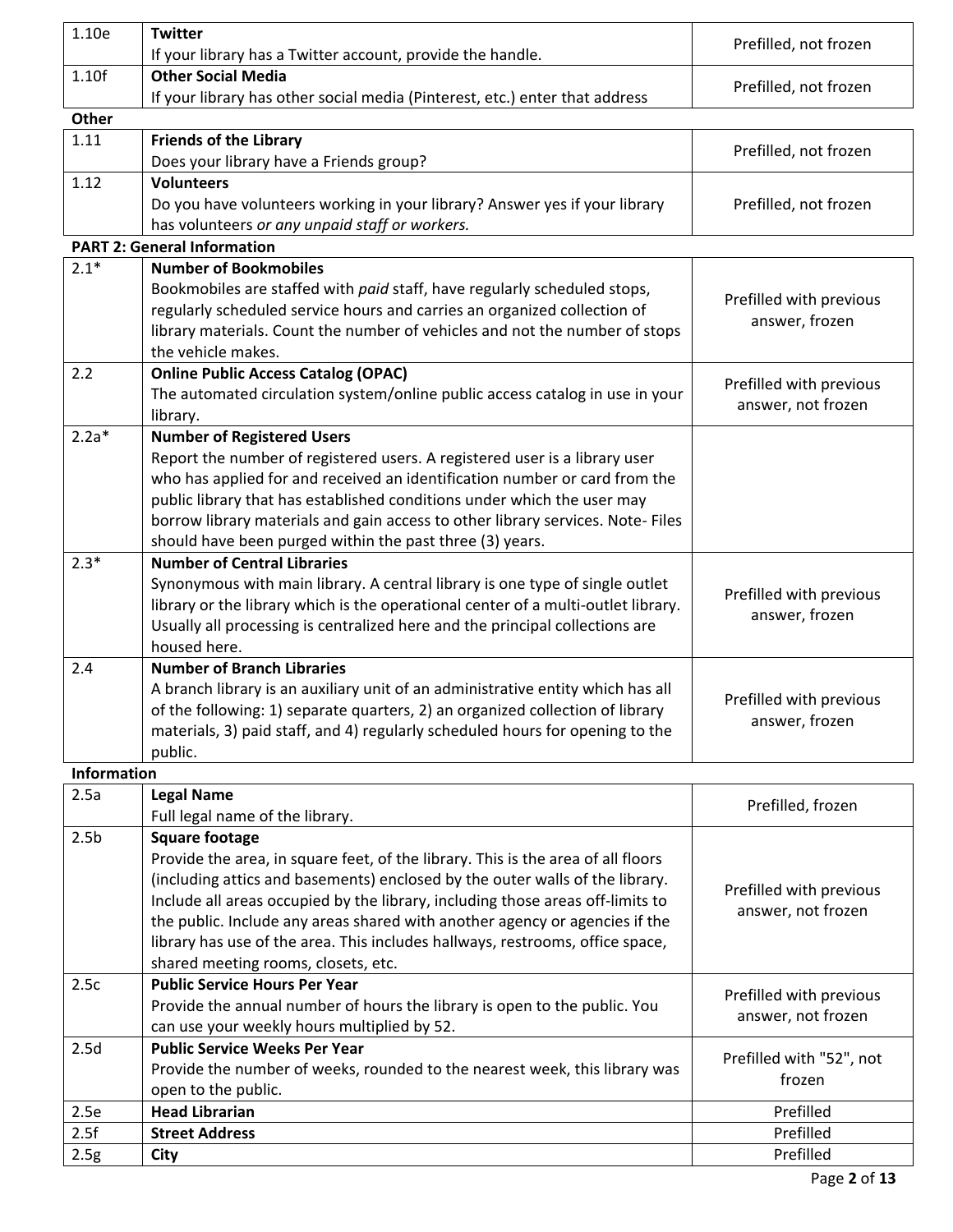| | | |
|---|---|---|
| 1.10e | **Twitter**<br>If your library has a Twitter account, provide the handle. | Prefilled, not frozen |
| 1.10f | **Other Social Media**<br>If your library has other social media (Pinterest, etc.) enter that address | Prefilled, not frozen |

**Other**

| | | |
|---|---|---|
| 1.11 | **Friends of the Library**<br>Does your library have a Friends group? | Prefilled, not frozen |
| 1.12 | **Volunteers**<br>Do you have volunteers working in your library? Answer yes if your library has volunteers *or any unpaid staff or workers.* | Prefilled, not frozen |

**PART 2: General Information**

| | | |
|---|---|---|
| 2.1* | **Number of Bookmobiles**<br>Bookmobiles are staffed with *paid* staff, have regularly scheduled stops, regularly scheduled service hours and carries an organized collection of library materials. Count the number of vehicles and not the number of stops the vehicle makes. | Prefilled with previous answer, frozen |
| 2.2 | **Online Public Access Catalog (OPAC)**<br>The automated circulation system/online public access catalog in use in your library. | Prefilled with previous answer, not frozen |
| 2.2a* | **Number of Registered Users**<br>Report the number of registered users. A registered user is a library user who has applied for and received an identification number or card from the public library that has established conditions under which the user may borrow library materials and gain access to other library services. Note- Files should have been purged within the past three (3) years. | |
| 2.3* | **Number of Central Libraries**<br>Synonymous with main library. A central library is one type of single outlet library or the library which is the operational center of a multi-outlet library. Usually all processing is centralized here and the principal collections are housed here. | Prefilled with previous answer, frozen |
| 2.4 | **Number of Branch Libraries**<br>A branch library is an auxiliary unit of an administrative entity which has all of the following: 1) separate quarters, 2) an organized collection of library materials, 3) paid staff, and 4) regularly scheduled hours for opening to the public. | Prefilled with previous answer, frozen |

**Information**

| | | |
|---|---|---|
| 2.5a | **Legal Name**<br>Full legal name of the library. | Prefilled, frozen |
| 2.5b | **Square footage**<br>Provide the area, in square feet, of the library. This is the area of all floors (including attics and basements) enclosed by the outer walls of the library. Include all areas occupied by the library, including those areas off-limits to the public. Include any areas shared with another agency or agencies if the library has use of the area. This includes hallways, restrooms, office space, shared meeting rooms, closets, etc. | Prefilled with previous answer, not frozen |
| 2.5c | **Public Service Hours Per Year**<br>Provide the annual number of hours the library is open to the public. You can use your weekly hours multiplied by 52. | Prefilled with previous answer, not frozen |
| 2.5d | **Public Service Weeks Per Year**<br>Provide the number of weeks, rounded to the nearest week, this library was open to the public. | Prefilled with "52", not frozen |
| 2.5e | **Head Librarian** | Prefilled |
| 2.5f | **Street Address** | Prefilled |
| 2.5g | **City** | Prefilled |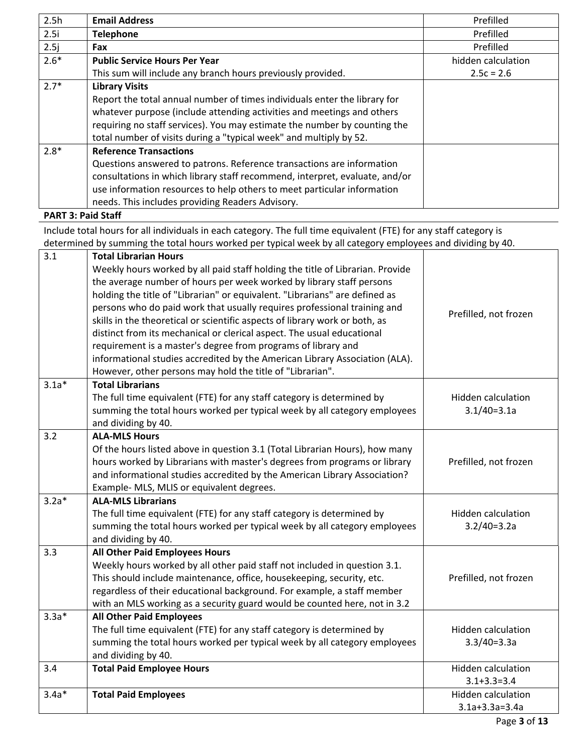| | | |
|---|---|---|
| 2.5h | **Email Address** | Prefilled |
| 2.5i | **Telephone** | Prefilled |
| 2.5j | **Fax** | Prefilled |
| 2.6* | **Public Service Hours Per Year**<br>This sum will include any branch hours previously provided. | hidden calculation<br>2.5c = 2.6 |
| 2.7* | **Library Visits**<br>Report the total annual number of times individuals enter the library for whatever purpose (include attending activities and meetings and others requiring no staff services). You may estimate the number by counting the total number of visits during a "typical week" and multiply by 52. | |
| 2.8* | **Reference Transactions**<br>Questions answered to patrons. Reference transactions are information consultations in which library staff recommend, interpret, evaluate, and/or use information resources to help others to meet particular information needs. This includes providing Readers Advisory. | |

**PART 3: Paid Staff**

Include total hours for all individuals in each category. The full time equivalent (FTE) for any staff category is determined by summing the total hours worked per typical week by all category employees and dividing by 40.

| | | |
|---|---|---|
| 3.1 | **Total Librarian Hours**<br>Weekly hours worked by all paid staff holding the title of Librarian. Provide the average number of hours per week worked by library staff persons holding the title of "Librarian" or equivalent. "Librarians" are defined as persons who do paid work that usually requires professional training and skills in the theoretical or scientific aspects of library work or both, as distinct from its mechanical or clerical aspect. The usual educational requirement is a master's degree from programs of library and informational studies accredited by the American Library Association (ALA). However, other persons may hold the title of "Librarian". | Prefilled, not frozen |
| 3.1a* | **Total Librarians**<br>The full time equivalent (FTE) for any staff category is determined by summing the total hours worked per typical week by all category employees and dividing by 40. | Hidden calculation<br>3.1/40=3.1a |
| 3.2 | **ALA-MLS Hours**<br>Of the hours listed above in question 3.1 (Total Librarian Hours), how many hours worked by Librarians with master's degrees from programs or library and informational studies accredited by the American Library Association? Example- MLS, MLIS or equivalent degrees. | Prefilled, not frozen |
| 3.2a* | **ALA-MLS Librarians**<br>The full time equivalent (FTE) for any staff category is determined by summing the total hours worked per typical week by all category employees and dividing by 40. | Hidden calculation<br>3.2/40=3.2a |
| 3.3 | **All Other Paid Employees Hours**<br>Weekly hours worked by all other paid staff not included in question 3.1. This should include maintenance, office, housekeeping, security, etc. regardless of their educational background. For example, a staff member with an MLS working as a security guard would be counted here, not in 3.2 | Prefilled, not frozen |
| 3.3a* | **All Other Paid Employees**<br>The full time equivalent (FTE) for any staff category is determined by summing the total hours worked per typical week by all category employees and dividing by 40. | Hidden calculation<br>3.3/40=3.3a |
| 3.4 | **Total Paid Employee Hours** | Hidden calculation<br>3.1+3.3=3.4 |
| 3.4a* | **Total Paid Employees** | Hidden calculation<br>3.1a+3.3a=3.4a |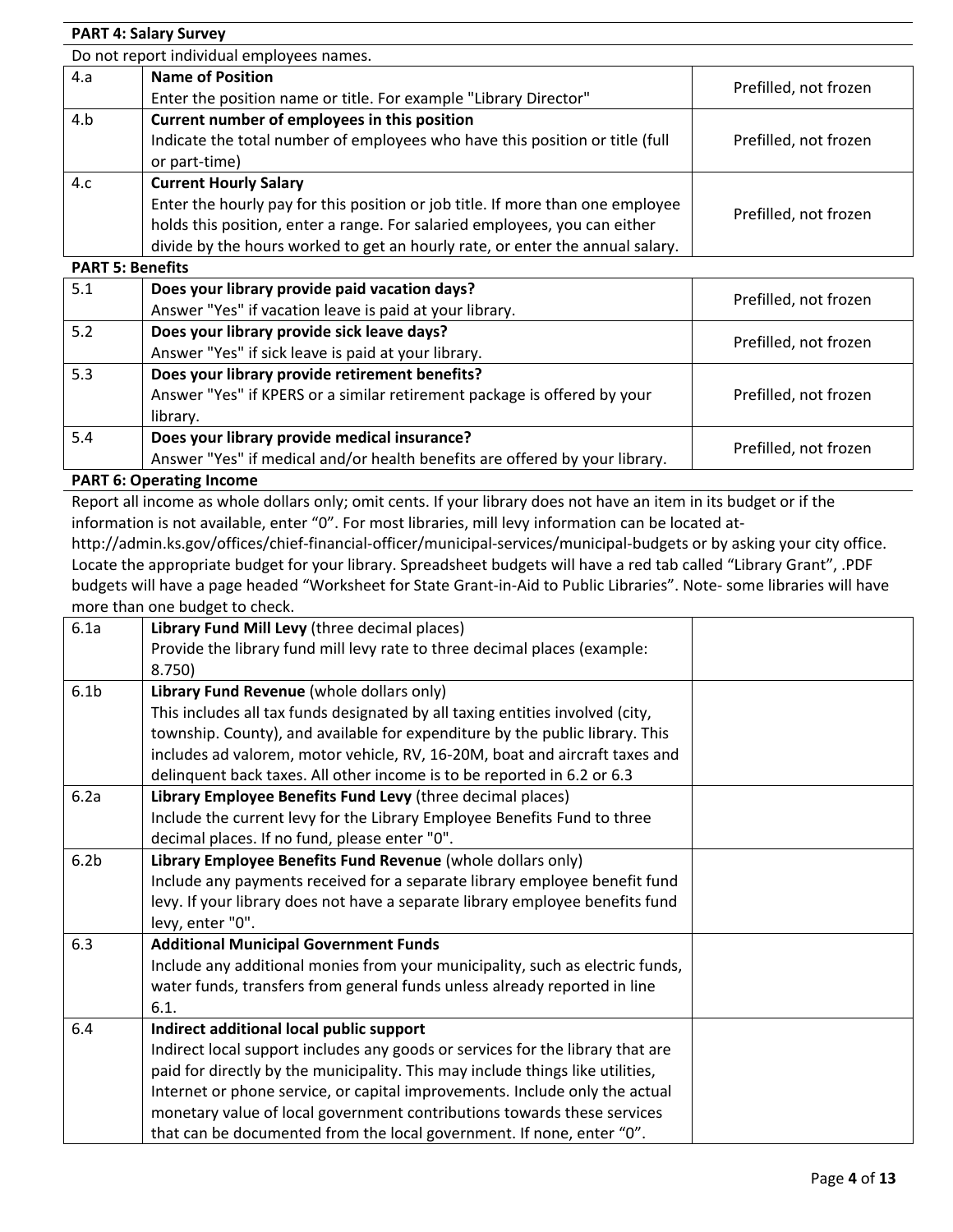**PART 4: Salary Survey**

Do not report individual employees names.

| | | |
|---|---|---|
| 4.a | **Name of Position**<br>Enter the position name or title. For example "Library Director" | Prefilled, not frozen |
| 4.b | **Current number of employees in this position**<br>Indicate the total number of employees who have this position or title (full or part-time) | Prefilled, not frozen |
| 4.c | **Current Hourly Salary**<br>Enter the hourly pay for this position or job title. If more than one employee holds this position, enter a range. For salaried employees, you can either divide by the hours worked to get an hourly rate, or enter the annual salary. | Prefilled, not frozen |

**PART 5: Benefits**

| | | |
|---|---|---|
| 5.1 | **Does your library provide paid vacation days?**<br>Answer "Yes" if vacation leave is paid at your library. | Prefilled, not frozen |
| 5.2 | **Does your library provide sick leave days?**<br>Answer "Yes" if sick leave is paid at your library. | Prefilled, not frozen |
| 5.3 | **Does your library provide retirement benefits?**<br>Answer "Yes" if KPERS or a similar retirement package is offered by your library. | Prefilled, not frozen |
| 5.4 | **Does your library provide medical insurance?**<br>Answer "Yes" if medical and/or health benefits are offered by your library. | Prefilled, not frozen |

**PART 6: Operating Income**

Report all income as whole dollars only; omit cents. If your library does not have an item in its budget or if the information is not available, enter "0". For most libraries, mill levy information can be located at- http://admin.ks.gov/offices/chief-financial-officer/municipal-services/municipal-budgets or by asking your city office. Locate the appropriate budget for your library. Spreadsheet budgets will have a red tab called "Library Grant", .PDF budgets will have a page headed "Worksheet for State Grant-in-Aid to Public Libraries". Note- some libraries will have more than one budget to check.

| | | |
|---|---|---|
| 6.1a | **Library Fund Mill Levy** (three decimal places)<br>Provide the library fund mill levy rate to three decimal places (example: 8.750) | |
| 6.1b | **Library Fund Revenue** (whole dollars only)<br>This includes all tax funds designated by all taxing entities involved (city, township. County), and available for expenditure by the public library. This includes ad valorem, motor vehicle, RV, 16-20M, boat and aircraft taxes and delinquent back taxes. All other income is to be reported in 6.2 or 6.3 | |
| 6.2a | **Library Employee Benefits Fund Levy** (three decimal places)<br>Include the current levy for the Library Employee Benefits Fund to three decimal places. If no fund, please enter "0". | |
| 6.2b | **Library Employee Benefits Fund Revenue** (whole dollars only)<br>Include any payments received for a separate library employee benefit fund levy. If your library does not have a separate library employee benefits fund levy, enter "0". | |
| 6.3 | **Additional Municipal Government Funds**<br>Include any additional monies from your municipality, such as electric funds, water funds, transfers from general funds unless already reported in line 6.1. | |
| 6.4 | **Indirect additional local public support**<br>Indirect local support includes any goods or services for the library that are paid for directly by the municipality. This may include things like utilities, Internet or phone service, or capital improvements. Include only the actual monetary value of local government contributions towards these services that can be documented from the local government. If none, enter "0". | |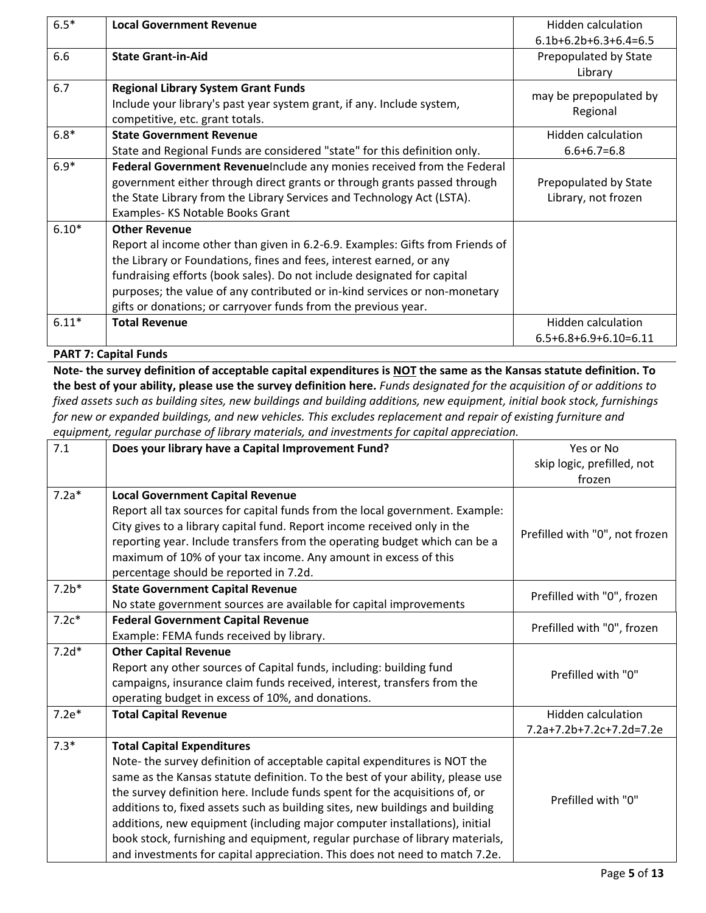| | | |
|---|---|---|
| 6.5* | **Local Government Revenue** | Hidden calculation 6.1b+6.2b+6.3+6.4=6.5 |
| 6.6 | **State Grant-in-Aid** | Prepopulated by State Library |
| 6.7 | **Regional Library System Grant Funds**<br>Include your library's past year system grant, if any. Include system, competitive, etc. grant totals. | may be prepopulated by Regional |
| 6.8* | **State Government Revenue**<br>State and Regional Funds are considered "state" for this definition only. | Hidden calculation 6.6+6.7=6.8 |
| 6.9* | **Federal Government Revenue**Include any monies received from the Federal government either through direct grants or through grants passed through the State Library from the Library Services and Technology Act (LSTA). Examples- KS Notable Books Grant | Prepopulated by State Library, not frozen |
| 6.10* | **Other Revenue**<br>Report al income other than given in 6.2-6.9. Examples: Gifts from Friends of the Library or Foundations, fines and fees, interest earned, or any fundraising efforts (book sales). Do not include designated for capital purposes; the value of any contributed or in-kind services or non-monetary gifts or donations; or carryover funds from the previous year. | |
| 6.11* | **Total Revenue** | Hidden calculation 6.5+6.8+6.9+6.10=6.11 |

**PART 7: Capital Funds**

**Note- the survey definition of acceptable capital expenditures is NOT the same as the Kansas statute definition. To the best of your ability, please use the survey definition here.** *Funds designated for the acquisition of or additions to fixed assets such as building sites, new buildings and building additions, new equipment, initial book stock, furnishings for new or expanded buildings, and new vehicles. This excludes replacement and repair of existing furniture and equipment, regular purchase of library materials, and investments for capital appreciation.*

| | | |
|---|---|---|
| 7.1 | **Does your library have a Capital Improvement Fund?** | Yes or No skip logic, prefilled, not frozen |
| 7.2a* | **Local Government Capital Revenue**<br>Report all tax sources for capital funds from the local government. Example: City gives to a library capital fund. Report income received only in the reporting year. Include transfers from the operating budget which can be a maximum of 10% of your tax income. Any amount in excess of this percentage should be reported in 7.2d. | Prefilled with "0", not frozen |
| 7.2b* | **State Government Capital Revenue**<br>No state government sources are available for capital improvements | Prefilled with "0", frozen |
| 7.2c* | **Federal Government Capital Revenue**<br>Example: FEMA funds received by library. | Prefilled with "0", frozen |
| 7.2d* | **Other Capital Revenue**<br>Report any other sources of Capital funds, including: building fund campaigns, insurance claim funds received, interest, transfers from the operating budget in excess of 10%, and donations. | Prefilled with "0" |
| 7.2e* | **Total Capital Revenue** | Hidden calculation 7.2a+7.2b+7.2c+7.2d=7.2e |
| 7.3* | **Total Capital Expenditures**<br>Note- the survey definition of acceptable capital expenditures is NOT the same as the Kansas statute definition. To the best of your ability, please use the survey definition here. Include funds spent for the acquisitions of, or additions to, fixed assets such as building sites, new buildings and building additions, new equipment (including major computer installations), initial book stock, furnishing and equipment, regular purchase of library materials, and investments for capital appreciation. This does not need to match 7.2e. | Prefilled with "0" |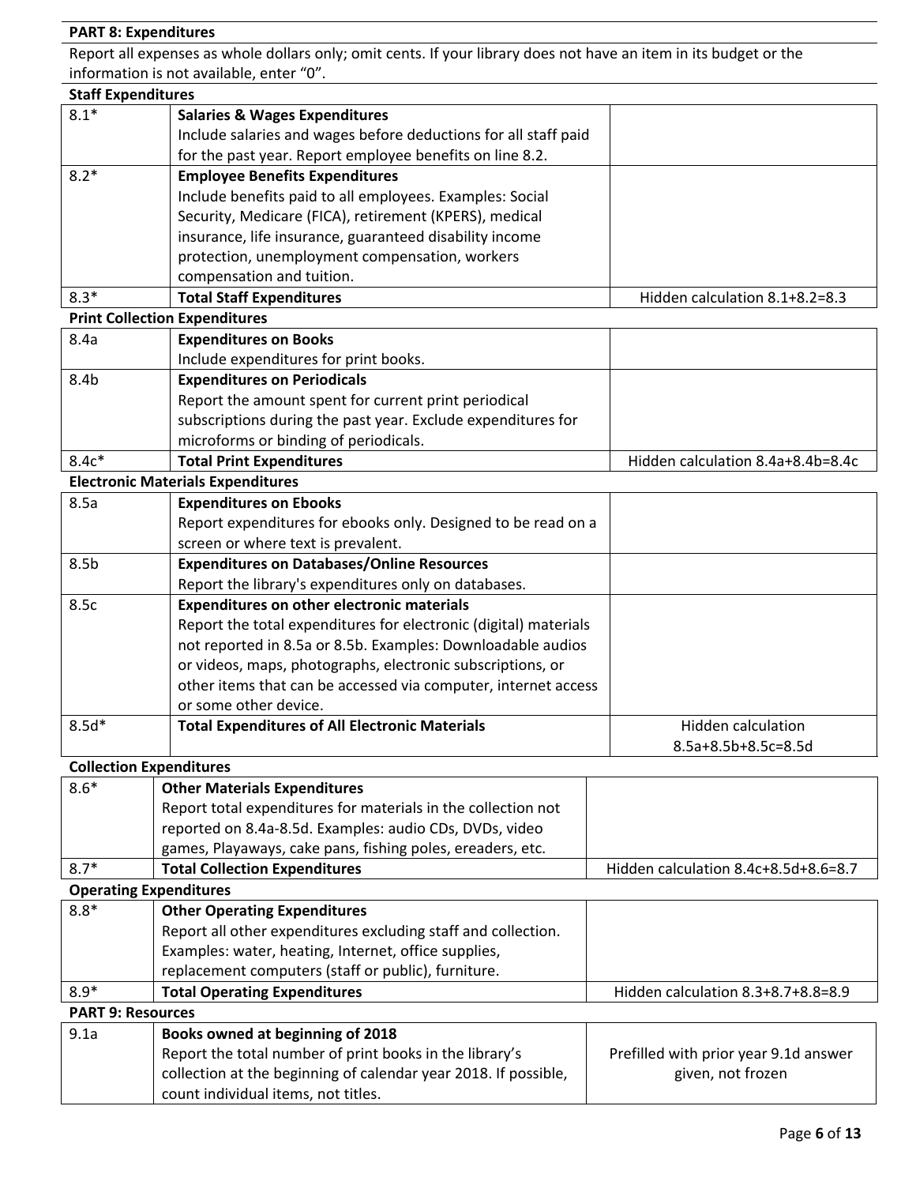## PART 8: Expenditures

Report all expenses as whole dollars only; omit cents. If your library does not have an item in its budget or the information is not available, enter "0".

### Staff Expenditures

| | | |
|---|---|---|
| 8.1* | **Salaries & Wages Expenditures**<br>Include salaries and wages before deductions for all staff paid for the past year. Report employee benefits on line 8.2. | |
| 8.2* | **Employee Benefits Expenditures**<br>Include benefits paid to all employees. Examples: Social Security, Medicare (FICA), retirement (KPERS), medical insurance, life insurance, guaranteed disability income protection, unemployment compensation, workers compensation and tuition. | |
| 8.3* | **Total Staff Expenditures** | Hidden calculation 8.1+8.2=8.3 |

### Print Collection Expenditures

| | | |
|---|---|---|
| 8.4a | **Expenditures on Books**<br>Include expenditures for print books. | |
| 8.4b | **Expenditures on Periodicals**<br>Report the amount spent for current print periodical subscriptions during the past year. Exclude expenditures for microforms or binding of periodicals. | |
| 8.4c* | **Total Print Expenditures** | Hidden calculation 8.4a+8.4b=8.4c |

### Electronic Materials Expenditures

| | | |
|---|---|---|
| 8.5a | **Expenditures on Ebooks**<br>Report expenditures for ebooks only. Designed to be read on a screen or where text is prevalent. | |
| 8.5b | **Expenditures on Databases/Online Resources**<br>Report the library's expenditures only on databases. | |
| 8.5c | **Expenditures on other electronic materials**<br>Report the total expenditures for electronic (digital) materials not reported in 8.5a or 8.5b. Examples: Downloadable audios or videos, maps, photographs, electronic subscriptions, or other items that can be accessed via computer, internet access or some other device. | |
| 8.5d* | **Total Expenditures of All Electronic Materials** | Hidden calculation 8.5a+8.5b+8.5c=8.5d |

### Collection Expenditures

| | | |
|---|---|---|
| 8.6* | **Other Materials Expenditures**<br>Report total expenditures for materials in the collection not reported on 8.4a-8.5d. Examples: audio CDs, DVDs, video games, Playaways, cake pans, fishing poles, ereaders, etc. | |
| 8.7* | **Total Collection Expenditures** | Hidden calculation 8.4c+8.5d+8.6=8.7 |

### Operating Expenditures

| | | |
|---|---|---|
| 8.8* | **Other Operating Expenditures**<br>Report all other expenditures excluding staff and collection. Examples: water, heating, Internet, office supplies, replacement computers (staff or public), furniture. | |
| 8.9* | **Total Operating Expenditures** | Hidden calculation 8.3+8.7+8.8=8.9 |

## PART 9: Resources

| | | |
|---|---|---|
| 9.1a | **Books owned at beginning of 2018**<br>Report the total number of print books in the library's collection at the beginning of calendar year 2018. If possible, count individual items, not titles. | Prefilled with prior year 9.1d answer given, not frozen |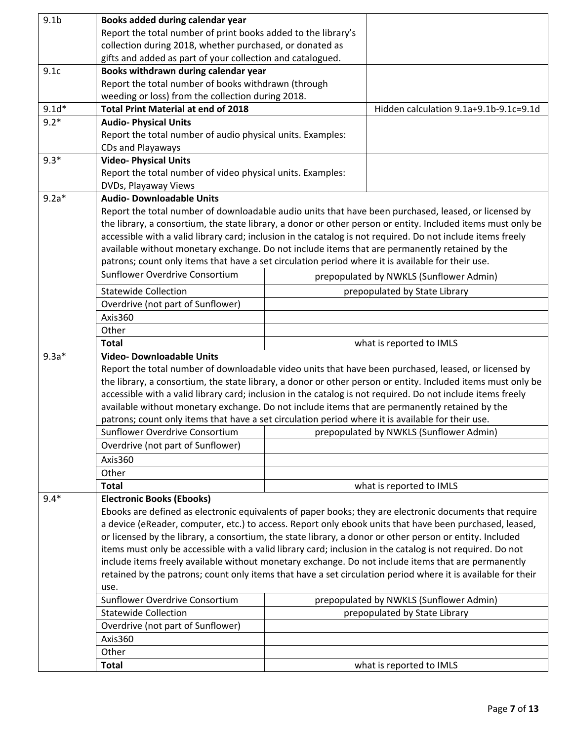| | | |
|---|---|---|
| 9.1b | **Books added during calendar year**<br>Report the total number of print books added to the library's collection during 2018, whether purchased, or donated as gifts and added as part of your collection and catalogued. | |
| 9.1c | **Books withdrawn during calendar year**<br>Report the total number of books withdrawn (through weeding or loss) from the collection during 2018. | |
| 9.1d* | **Total Print Material at end of 2018** | Hidden calculation 9.1a+9.1b-9.1c=9.1d |
| 9.2* | **Audio- Physical Units**<br>Report the total number of audio physical units. Examples: CDs and Playaways | |
| 9.3* | **Video- Physical Units**<br>Report the total number of video physical units. Examples: DVDs, Playaway Views | |

| | | |
|---|---|---|
| 9.2a* | **Audio- Downloadable Units**<br>Report the total number of downloadable audio units that have been purchased, leased, or licensed by the library, a consortium, the state library, a donor or other person or entity. Included items must only be accessible with a valid library card; inclusion in the catalog is not required. Do not include items freely available without monetary exchange. Do not include items that are permanently retained by the patrons; count only items that have a set circulation period where it is available for their use. | |
| | Sunflower Overdrive Consortium | prepopulated by NWKLS (Sunflower Admin) |
| | Statewide Collection | prepopulated by State Library |
| | Overdrive (not part of Sunflower) | |
| | Axis360 | |
| | Other | |
| | **Total** | what is reported to IMLS |
| 9.3a* | **Video- Downloadable Units**<br>Report the total number of downloadable video units that have been purchased, leased, or licensed by the library, a consortium, the state library, a donor or other person or entity. Included items must only be accessible with a valid library card; inclusion in the catalog is not required. Do not include items freely available without monetary exchange. Do not include items that are permanently retained by the patrons; count only items that have a set circulation period where it is available for their use. | |
| | Sunflower Overdrive Consortium | prepopulated by NWKLS (Sunflower Admin) |
| | Overdrive (not part of Sunflower) | |
| | Axis360 | |
| | Other | |
| | **Total** | what is reported to IMLS |
| 9.4* | **Electronic Books (Ebooks)**<br>Ebooks are defined as electronic equivalents of paper books; they are electronic documents that require a device (eReader, computer, etc.) to access. Report only ebook units that have been purchased, leased, or licensed by the library, a consortium, the state library, a donor or other person or entity. Included items must only be accessible with a valid library card; inclusion in the catalog is not required. Do not include items freely available without monetary exchange. Do not include items that are permanently retained by the patrons; count only items that have a set circulation period where it is available for their use. | |
| | Sunflower Overdrive Consortium | prepopulated by NWKLS (Sunflower Admin) |
| | Statewide Collection | prepopulated by State Library |
| | Overdrive (not part of Sunflower) | |
| | Axis360 | |
| | Other | |
| | **Total** | what is reported to IMLS |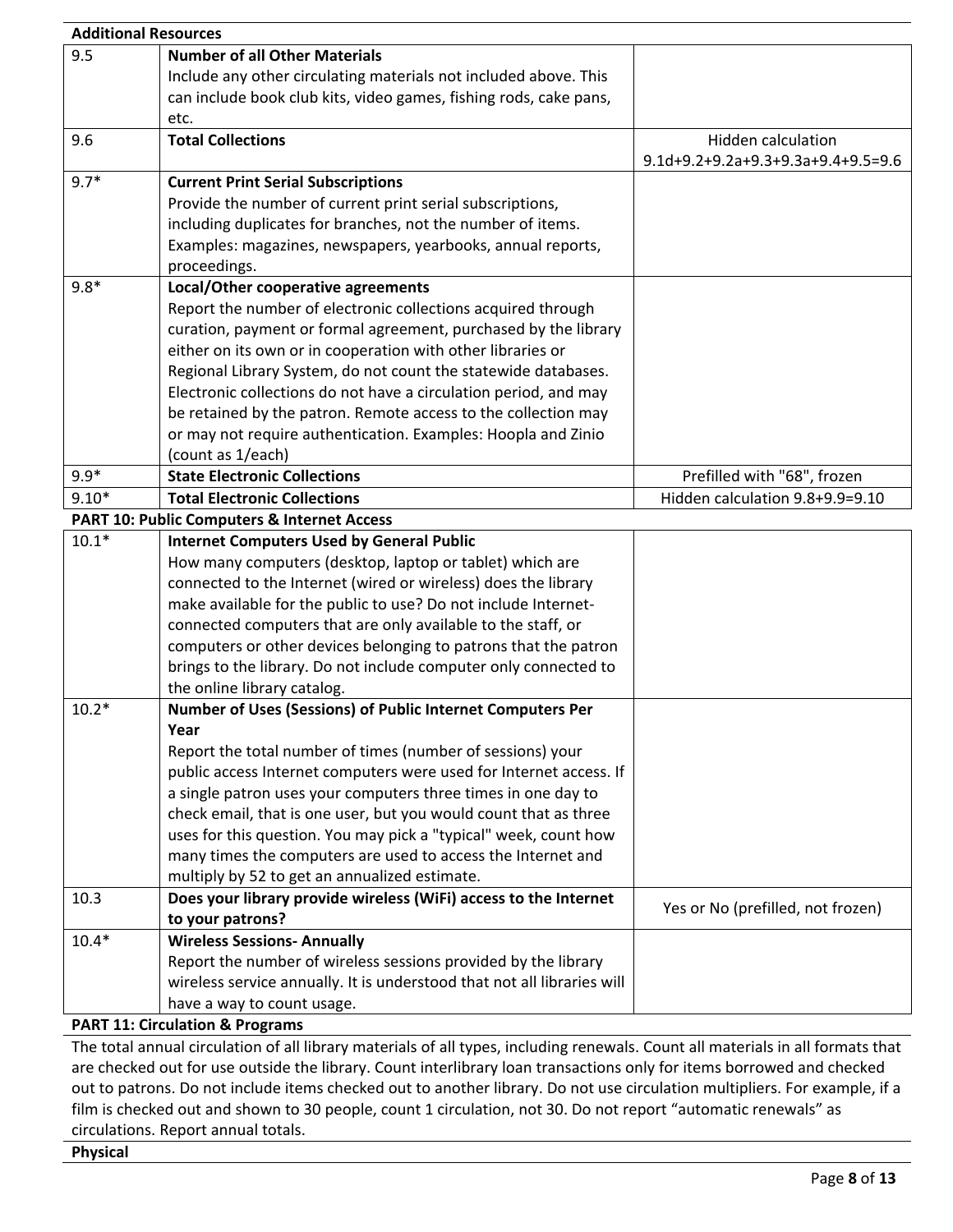**Additional Resources**

| | | |
|---|---|---|
| 9.5 | **Number of all Other Materials**<br>Include any other circulating materials not included above. This can include book club kits, video games, fishing rods, cake pans, etc. | |
| 9.6 | **Total Collections** | Hidden calculation 9.1d+9.2+9.2a+9.3+9.3a+9.4+9.5=9.6 |
| 9.7* | **Current Print Serial Subscriptions**<br>Provide the number of current print serial subscriptions, including duplicates for branches, not the number of items. Examples: magazines, newspapers, yearbooks, annual reports, proceedings. | |
| 9.8* | **Local/Other cooperative agreements**<br>Report the number of electronic collections acquired through curation, payment or formal agreement, purchased by the library either on its own or in cooperation with other libraries or Regional Library System, do not count the statewide databases. Electronic collections do not have a circulation period, and may be retained by the patron. Remote access to the collection may or may not require authentication. Examples: Hoopla and Zinio (count as 1/each) | |
| 9.9* | **State Electronic Collections** | Prefilled with "68", frozen |
| 9.10* | **Total Electronic Collections** | Hidden calculation 9.8+9.9=9.10 |

**PART 10: Public Computers & Internet Access**

| | | |
|---|---|---|
| 10.1* | **Internet Computers Used by General Public**<br>How many computers (desktop, laptop or tablet) which are connected to the Internet (wired or wireless) does the library make available for the public to use? Do not include Internet-connected computers that are only available to the staff, or computers or other devices belonging to patrons that the patron brings to the library. Do not include computer only connected to the online library catalog. | |
| 10.2* | **Number of Uses (Sessions) of Public Internet Computers Per Year**<br>Report the total number of times (number of sessions) your public access Internet computers were used for Internet access. If a single patron uses your computers three times in one day to check email, that is one user, but you would count that as three uses for this question. You may pick a "typical" week, count how many times the computers are used to access the Internet and multiply by 52 to get an annualized estimate. | |
| 10.3 | **Does your library provide wireless (WiFi) access to the Internet to your patrons?** | Yes or No (prefilled, not frozen) |
| 10.4* | **Wireless Sessions- Annually**<br>Report the number of wireless sessions provided by the library wireless service annually. It is understood that not all libraries will have a way to count usage. | |

**PART 11: Circulation & Programs**

The total annual circulation of all library materials of all types, including renewals. Count all materials in all formats that are checked out for use outside the library. Count interlibrary loan transactions only for items borrowed and checked out to patrons. Do not include items checked out to another library. Do not use circulation multipliers. For example, if a film is checked out and shown to 30 people, count 1 circulation, not 30. Do not report "automatic renewals" as circulations. Report annual totals.

**Physical**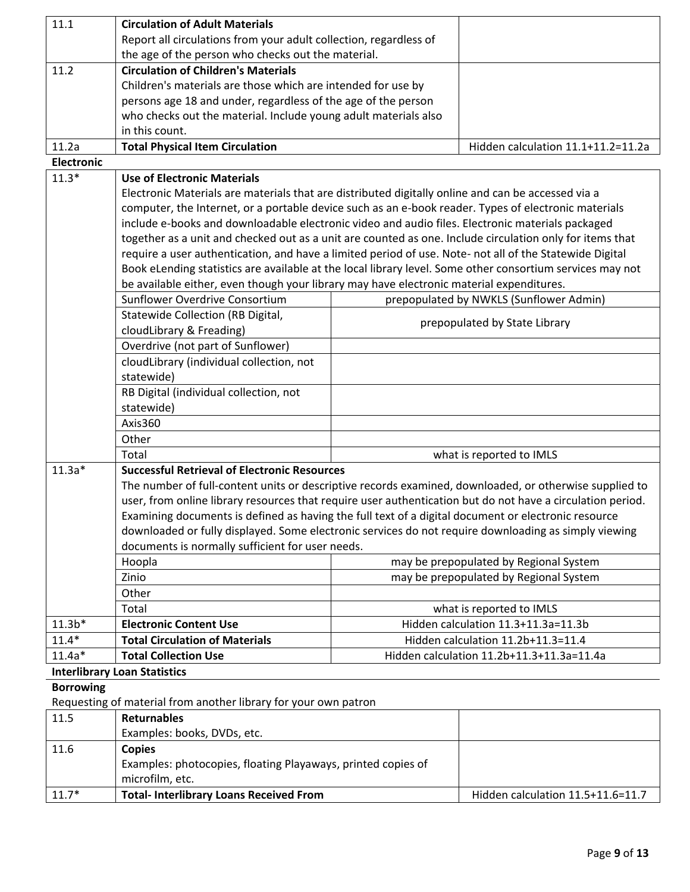| | | |
|---|---|---|
| 11.1 | **Circulation of Adult Materials**<br>Report all circulations from your adult collection, regardless of the age of the person who checks out the material. | |
| 11.2 | **Circulation of Children's Materials**<br>Children's materials are those which are intended for use by persons age 18 and under, regardless of the age of the person who checks out the material. Include young adult materials also in this count. | |
| 11.2a | **Total Physical Item Circulation** | Hidden calculation 11.1+11.2=11.2a |

**Electronic**

| | | |
|---|---|---|
| 11.3* | **Use of Electronic Materials**<br>Electronic Materials are materials that are distributed digitally online and can be accessed via a computer, the Internet, or a portable device such as an e-book reader. Types of electronic materials include e-books and downloadable electronic video and audio files. Electronic materials packaged together as a unit and checked out as a unit are counted as one. Include circulation only for items that require a user authentication, and have a limited period of use. Note- not all of the Statewide Digital Book eLending statistics are available at the local library level. Some other consortium services may not be available either, even though your library may have electronic material expenditures. | |
| | Sunflower Overdrive Consortium | prepopulated by NWKLS (Sunflower Admin) |
| | Statewide Collection (RB Digital, cloudLibrary & Freading) | prepopulated by State Library |
| | Overdrive (not part of Sunflower) | |
| | cloudLibrary (individual collection, not statewide) | |
| | RB Digital (individual collection, not statewide) | |
| | Axis360 | |
| | Other | |
| | Total | what is reported to IMLS |
| 11.3a* | **Successful Retrieval of Electronic Resources**<br>The number of full-content units or descriptive records examined, downloaded, or otherwise supplied to user, from online library resources that require user authentication but do not have a circulation period. Examining documents is defined as having the full text of a digital document or electronic resource downloaded or fully displayed. Some electronic services do not require downloading as simply viewing documents is normally sufficient for user needs. | |
| | Hoopla | may be prepopulated by Regional System |
| | Zinio | may be prepopulated by Regional System |
| | Other | |
| | Total | what is reported to IMLS |
| 11.3b* | **Electronic Content Use** | Hidden calculation 11.3+11.3a=11.3b |
| 11.4* | **Total Circulation of Materials** | Hidden calculation 11.2b+11.3=11.4 |
| 11.4a* | **Total Collection Use** | Hidden calculation 11.2b+11.3+11.3a=11.4a |

**Interlibrary Loan Statistics**

**Borrowing**

Requesting of material from another library for your own patron

| | | |
|---|---|---|
| 11.5 | **Returnables**<br>Examples: books, DVDs, etc. | |
| 11.6 | **Copies**<br>Examples: photocopies, floating Playaways, printed copies of microfilm, etc. | |
| 11.7* | **Total- Interlibrary Loans Received From** | Hidden calculation 11.5+11.6=11.7 |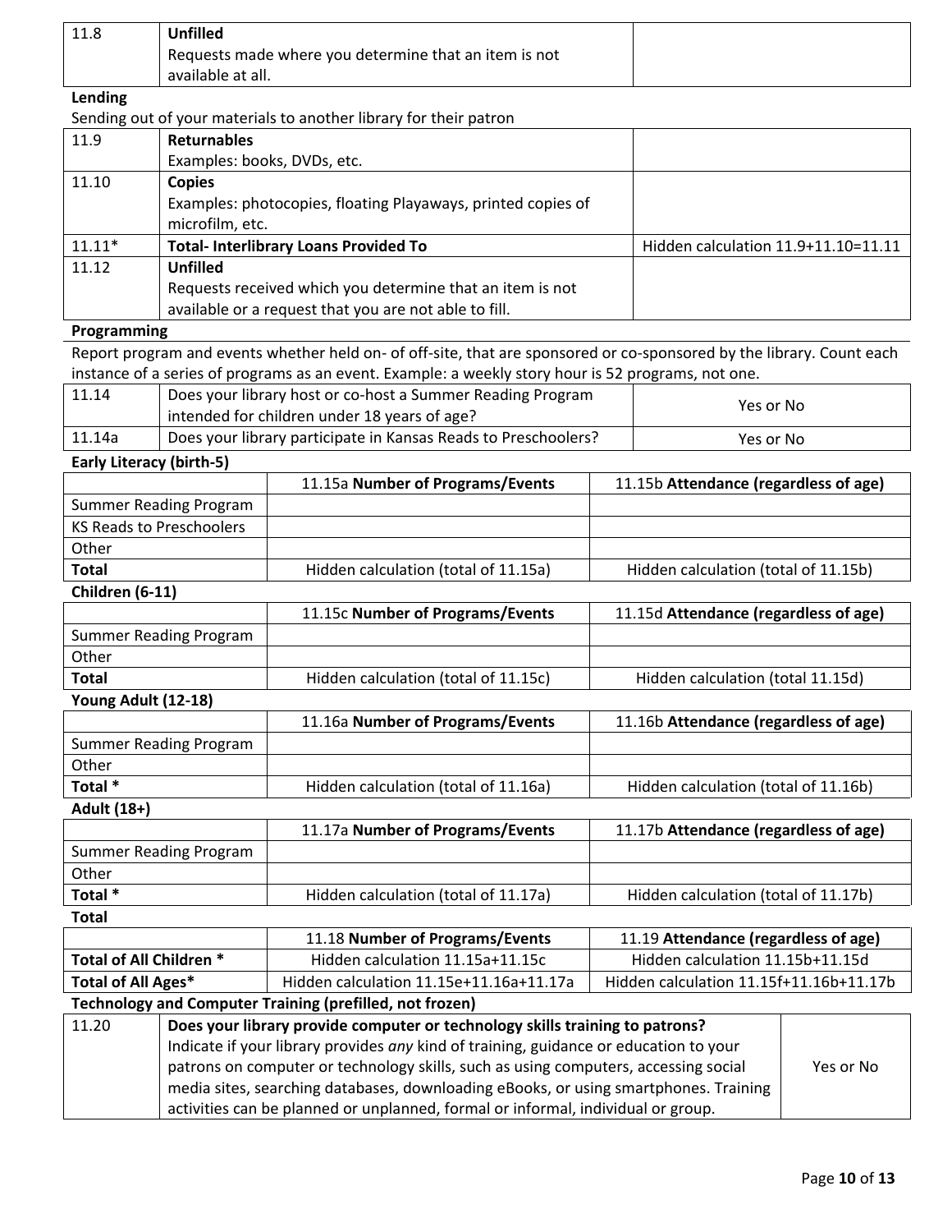| 11.8 | **Unfilled**<br>Requests made where you determine that an item is not available at all. | |
|---|---|---|

**Lending**

Sending out of your materials to another library for their patron

| 11.9 | **Returnables**<br>Examples: books, DVDs, etc. | |
|---|---|---|
| 11.10 | **Copies**<br>Examples: photocopies, floating Playaways, printed copies of microfilm, etc. | |
| 11.11* | **Total- Interlibrary Loans Provided To** | Hidden calculation 11.9+11.10=11.11 |
| 11.12 | **Unfilled**<br>Requests received which you determine that an item is not available or a request that you are not able to fill. | |

**Programming**

Report program and events whether held on- of off-site, that are sponsored or co-sponsored by the library. Count each instance of a series of programs as an event. Example: a weekly story hour is 52 programs, not one.

| 11.14 | Does your library host or co-host a Summer Reading Program intended for children under 18 years of age? | Yes or No |
|---|---|---|
| 11.14a | Does your library participate in Kansas Reads to Preschoolers? | Yes or No |

**Early Literacy (birth-5)**

| | 11.15a **Number of Programs/Events** | 11.15b **Attendance (regardless of age)** |
|---|---|---|
| Summer Reading Program | | |
| KS Reads to Preschoolers | | |
| Other | | |
| **Total** | Hidden calculation (total of 11.15a) | Hidden calculation (total of 11.15b) |

**Children (6-11)**

| | 11.15c **Number of Programs/Events** | 11.15d **Attendance (regardless of age)** |
|---|---|---|
| Summer Reading Program | | |
| Other | | |
| **Total** | Hidden calculation (total of 11.15c) | Hidden calculation (total 11.15d) |

**Young Adult (12-18)**

| | 11.16a **Number of Programs/Events** | 11.16b **Attendance (regardless of age)** |
|---|---|---|
| Summer Reading Program | | |
| Other | | |
| **Total** * | Hidden calculation (total of 11.16a) | Hidden calculation (total of 11.16b) |

**Adult (18+)**

| | 11.17a **Number of Programs/Events** | 11.17b **Attendance (regardless of age)** |
|---|---|---|
| Summer Reading Program | | |
| Other | | |
| **Total** * | Hidden calculation (total of 11.17a) | Hidden calculation (total of 11.17b) |

**Total**

| | 11.18 **Number of Programs/Events** | 11.19 **Attendance (regardless of age)** |
|---|---|---|
| **Total of All Children** * | Hidden calculation 11.15a+11.15c | Hidden calculation 11.15b+11.15d |
| **Total of All Ages*** | Hidden calculation 11.15e+11.16a+11.17a | Hidden calculation 11.15f+11.16b+11.17b |

**Technology and Computer Training (prefilled, not frozen)**

| 11.20 | **Does your library provide computer or technology skills training to patrons?**<br>Indicate if your library provides *any* kind of training, guidance or education to your patrons on computer or technology skills, such as using computers, accessing social media sites, searching databases, downloading eBooks, or using smartphones. Training activities can be planned or unplanned, formal or informal, individual or group. | Yes or No |
|---|---|---|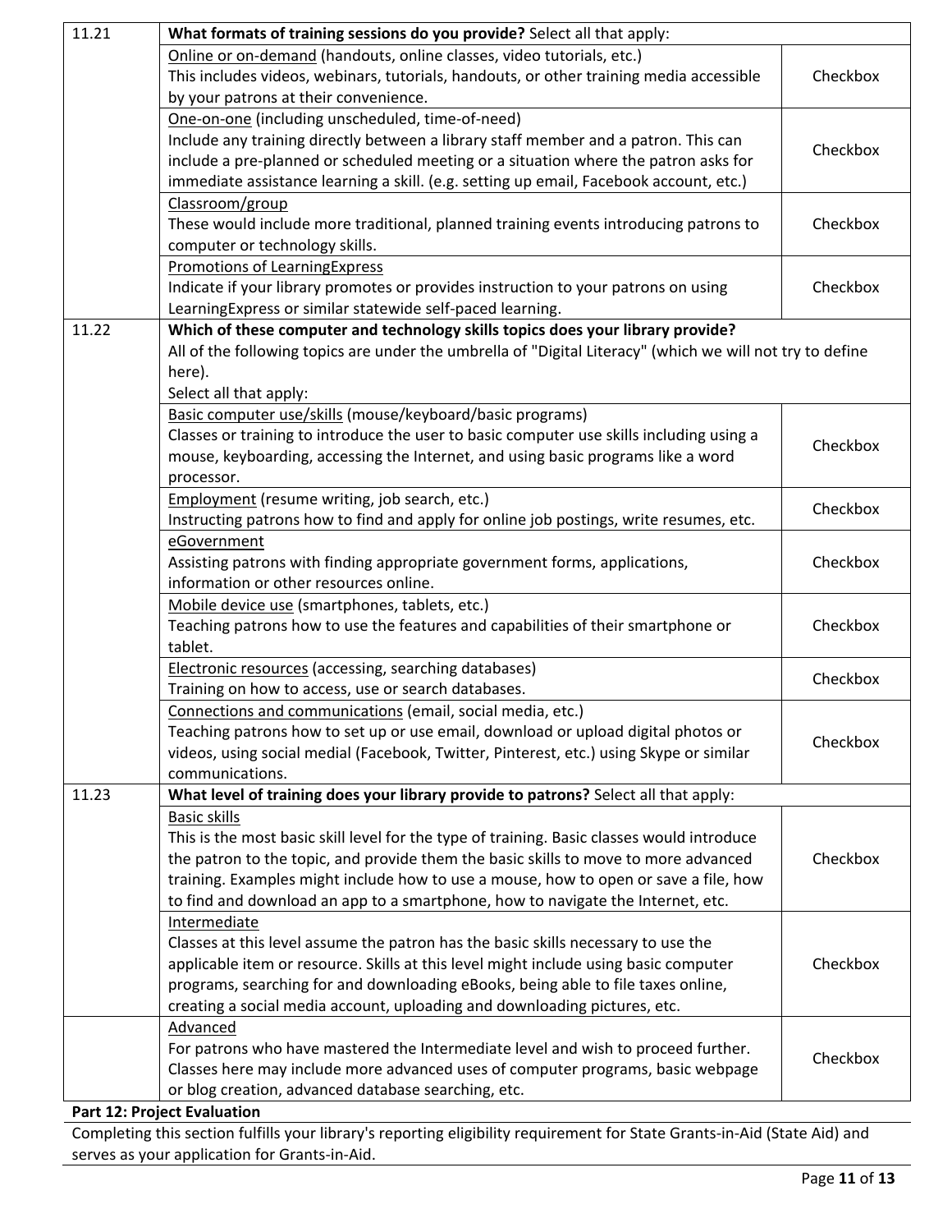| | | |
|---|---|---|
| 11.21 | **What formats of training sessions do you provide?** Select all that apply: | |
| | Online or on-demand (handouts, online classes, video tutorials, etc.)<br>This includes videos, webinars, tutorials, handouts, or other training media accessible by your patrons at their convenience. | Checkbox |
| | One-on-one (including unscheduled, time-of-need)<br>Include any training directly between a library staff member and a patron. This can include a pre-planned or scheduled meeting or a situation where the patron asks for immediate assistance learning a skill. (e.g. setting up email, Facebook account, etc.) | Checkbox |
| | Classroom/group<br>These would include more traditional, planned training events introducing patrons to computer or technology skills. | Checkbox |
| | Promotions of LearningExpress<br>Indicate if your library promotes or provides instruction to your patrons on using LearningExpress or similar statewide self-paced learning. | Checkbox |
| 11.22 | **Which of these computer and technology skills topics does your library provide?**<br>All of the following topics are under the umbrella of "Digital Literacy" (which we will not try to define here).<br>Select all that apply: | |
| | Basic computer use/skills (mouse/keyboard/basic programs)<br>Classes or training to introduce the user to basic computer use skills including using a mouse, keyboarding, accessing the Internet, and using basic programs like a word processor. | Checkbox |
| | Employment (resume writing, job search, etc.)<br>Instructing patrons how to find and apply for online job postings, write resumes, etc. | Checkbox |
| | eGovernment<br>Assisting patrons with finding appropriate government forms, applications, information or other resources online. | Checkbox |
| | Mobile device use (smartphones, tablets, etc.)<br>Teaching patrons how to use the features and capabilities of their smartphone or tablet. | Checkbox |
| | Electronic resources (accessing, searching databases)<br>Training on how to access, use or search databases. | Checkbox |
| | Connections and communications (email, social media, etc.)<br>Teaching patrons how to set up or use email, download or upload digital photos or videos, using social medial (Facebook, Twitter, Pinterest, etc.) using Skype or similar communications. | Checkbox |
| 11.23 | **What level of training does your library provide to patrons?** Select all that apply: | |
| | Basic skills<br>This is the most basic skill level for the type of training. Basic classes would introduce the patron to the topic, and provide them the basic skills to move to more advanced training. Examples might include how to use a mouse, how to open or save a file, how to find and download an app to a smartphone, how to navigate the Internet, etc. | Checkbox |
| | Intermediate<br>Classes at this level assume the patron has the basic skills necessary to use the applicable item or resource. Skills at this level might include using basic computer programs, searching for and downloading eBooks, being able to file taxes online, creating a social media account, uploading and downloading pictures, etc. | Checkbox |
| | Advanced<br>For patrons who have mastered the Intermediate level and wish to proceed further. Classes here may include more advanced uses of computer programs, basic webpage or blog creation, advanced database searching, etc. | Checkbox |

**Part 12: Project Evaluation**

Completing this section fulfills your library's reporting eligibility requirement for State Grants-in-Aid (State Aid) and serves as your application for Grants-in-Aid.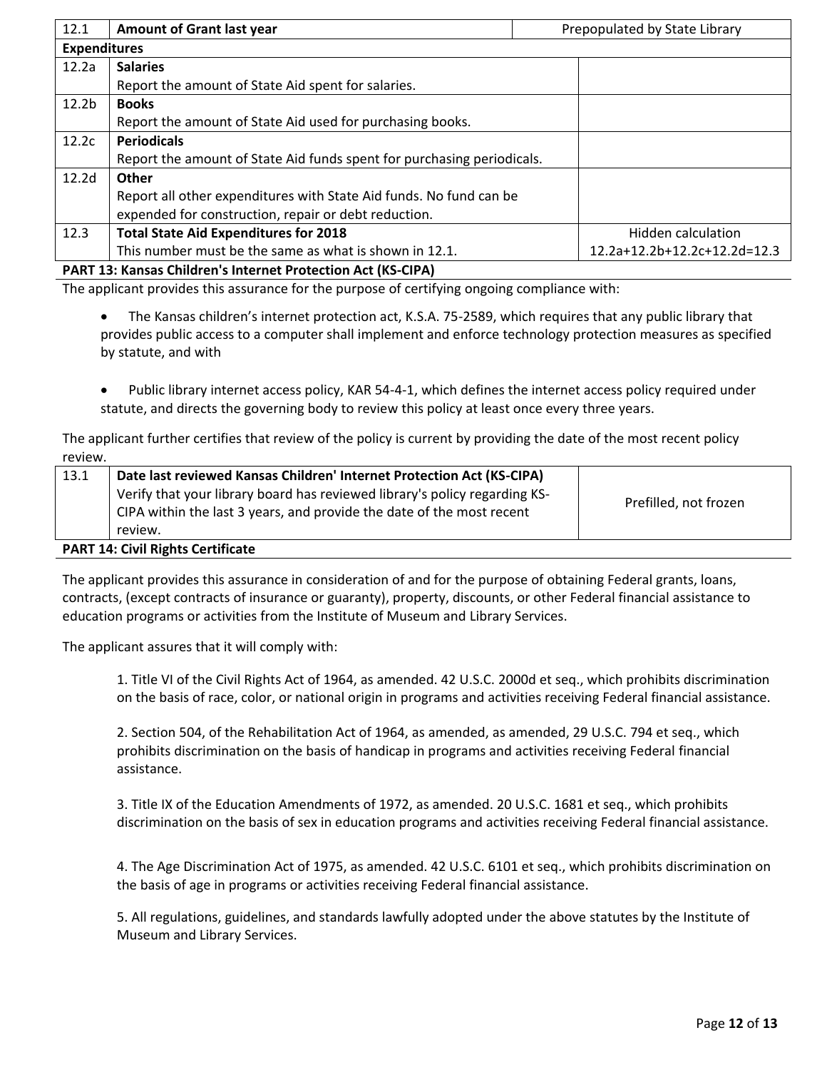| 12.1 | **Amount of Grant last year** | Prepopulated by State Library |
|---|---|---|
| **Expenditures** | | |
| 12.2a | **Salaries**<br>Report the amount of State Aid spent for salaries. | |
| 12.2b | **Books**<br>Report the amount of State Aid used for purchasing books. | |
| 12.2c | **Periodicals**<br>Report the amount of State Aid funds spent for purchasing periodicals. | |
| 12.2d | **Other**<br>Report all other expenditures with State Aid funds. No fund can be expended for construction, repair or debt reduction. | |
| 12.3 | **Total State Aid Expenditures for 2018**<br>This number must be the same as what is shown in 12.1. | Hidden calculation<br>12.2a+12.2b+12.2c+12.2d=12.3 |

**PART 13: Kansas Children's Internet Protection Act (KS-CIPA)**

The applicant provides this assurance for the purpose of certifying ongoing compliance with:

- The Kansas children's internet protection act, K.S.A. 75-2589, which requires that any public library that provides public access to a computer shall implement and enforce technology protection measures as specified by statute, and with

- Public library internet access policy, KAR 54-4-1, which defines the internet access policy required under statute, and directs the governing body to review this policy at least once every three years.

The applicant further certifies that review of the policy is current by providing the date of the most recent policy review.

| 13.1 | **Date last reviewed Kansas Children' Internet Protection Act (KS-CIPA)**<br>Verify that your library board has reviewed library's policy regarding KS-CIPA within the last 3 years, and provide the date of the most recent review. | Prefilled, not frozen |
|---|---|---|

**PART 14: Civil Rights Certificate**

The applicant provides this assurance in consideration of and for the purpose of obtaining Federal grants, loans, contracts, (except contracts of insurance or guaranty), property, discounts, or other Federal financial assistance to education programs or activities from the Institute of Museum and Library Services.

The applicant assures that it will comply with:

1. Title VI of the Civil Rights Act of 1964, as amended. 42 U.S.C. 2000d et seq., which prohibits discrimination on the basis of race, color, or national origin in programs and activities receiving Federal financial assistance.

2. Section 504, of the Rehabilitation Act of 1964, as amended, as amended, 29 U.S.C. 794 et seq., which prohibits discrimination on the basis of handicap in programs and activities receiving Federal financial assistance.

3. Title IX of the Education Amendments of 1972, as amended. 20 U.S.C. 1681 et seq., which prohibits discrimination on the basis of sex in education programs and activities receiving Federal financial assistance.

4. The Age Discrimination Act of 1975, as amended. 42 U.S.C. 6101 et seq., which prohibits discrimination on the basis of age in programs or activities receiving Federal financial assistance.

5. All regulations, guidelines, and standards lawfully adopted under the above statutes by the Institute of Museum and Library Services.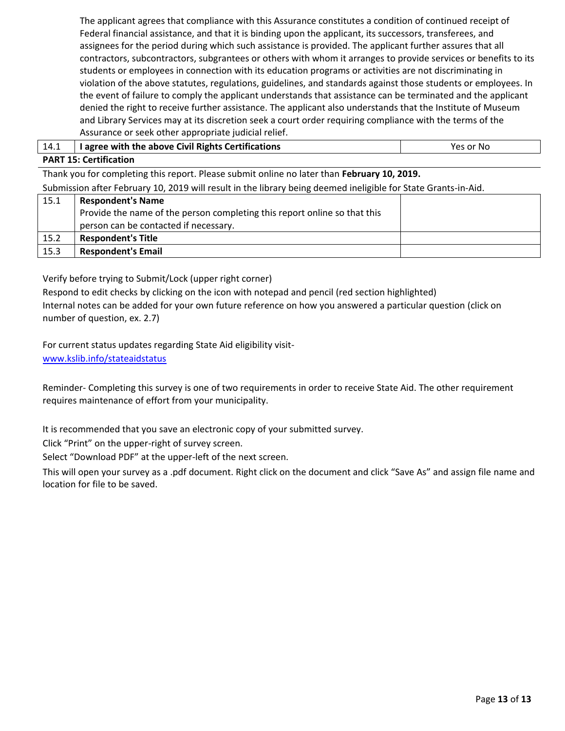The applicant agrees that compliance with this Assurance constitutes a condition of continued receipt of Federal financial assistance, and that it is binding upon the applicant, its successors, transferees, and assignees for the period during which such assistance is provided. The applicant further assures that all contractors, subcontractors, subgrantees or others with whom it arranges to provide services or benefits to its students or employees in connection with its education programs or activities are not discriminating in violation of the above statutes, regulations, guidelines, and standards against those students or employees. In the event of failure to comply the applicant understands that assistance can be terminated and the applicant denied the right to receive further assistance. The applicant also understands that the Institute of Museum and Library Services may at its discretion seek a court order requiring compliance with the terms of the Assurance or seek other appropriate judicial relief.

| | | |
|---|---|---|
| 14.1 | **I agree with the above Civil Rights Certifications** | Yes or No |

**PART 15: Certification**

Thank you for completing this report. Please submit online no later than **February 10, 2019.**

Submission after February 10, 2019 will result in the library being deemed ineligible for State Grants-in-Aid.

| | | |
|---|---|---|
| 15.1 | **Respondent's Name**<br>Provide the name of the person completing this report online so that this person can be contacted if necessary. | |
| 15.2 | **Respondent's Title** | |
| 15.3 | **Respondent's Email** | |

Verify before trying to Submit/Lock (upper right corner)

Respond to edit checks by clicking on the icon with notepad and pencil (red section highlighted)

Internal notes can be added for your own future reference on how you answered a particular question (click on number of question, ex. 2.7)

For current status updates regarding State Aid eligibility visit-
[www.kslib.info/stateaidstatus](www.kslib.info/stateaidstatus)

Reminder- Completing this survey is one of two requirements in order to receive State Aid. The other requirement requires maintenance of effort from your municipality.

It is recommended that you save an electronic copy of your submitted survey.

Click "Print" on the upper-right of survey screen.

Select "Download PDF" at the upper-left of the next screen.

This will open your survey as a .pdf document. Right click on the document and click "Save As" and assign file name and location for file to be saved.